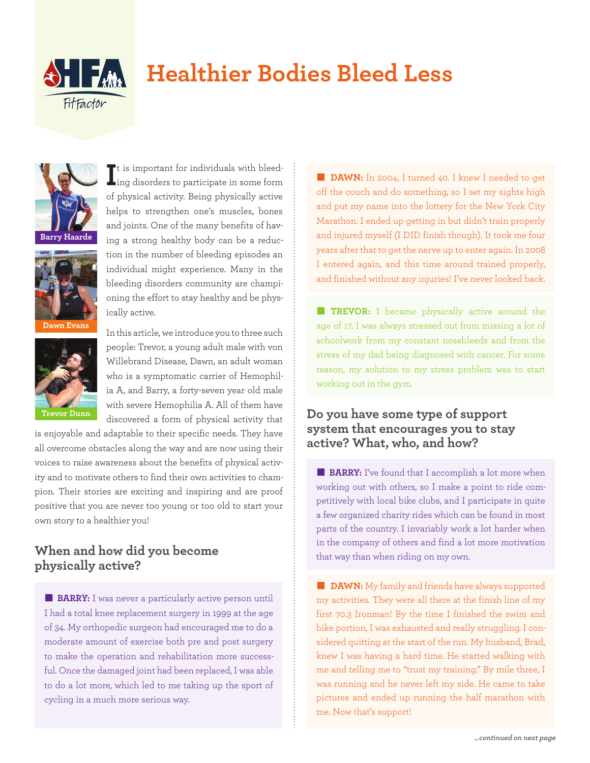# Healthier Bodies Bleed Less

Barry Haarde

Dawn Evans

Trevor Dunn

It is important for individuals with bleeding disorders to participate in some form of physical activity. Being physically active helps to strengthen one's muscles, bones and joints. One of the many benefits of having a strong healthy body can be a reduction in the number of bleeding episodes an individual might experience. Many in the bleeding disorders community are championing the effort to stay healthy and be physically active.

In this article, we introduce you to three such people: Trevor, a young adult male with von Willebrand Disease, Dawn, an adult woman who is a symptomatic carrier of Hemophilia A, and Barry, a forty-seven year old male with severe Hemophilia A. All of them have discovered a form of physical activity that is enjoyable and adaptable to their specific needs. They have all overcome obstacles along the way and are now using their voices to raise awareness about the benefits of physical activity and to motivate others to find their own activities to champion. Their stories are exciting and inspiring and are proof positive that you are never too young or too old to start your own story to a healthier you!

## When and how did you become physically active?

**BARRY:** I was never a particularly active person until I had a total knee replacement surgery in 1999 at the age of 34. My orthopedic surgeon had encouraged me to do a moderate amount of exercise both pre and post surgery to make the operation and rehabilitation more successful. Once the damaged joint had been replaced, I was able to do a lot more, which led to me taking up the sport of cycling in a much more serious way.

**DAWN:** In 2004, I turned 40. I knew I needed to get off the couch and do something, so I set my sights high and put my name into the lottery for the New York City Marathon. I ended up getting in but didn't train properly and injured myself (I DID finish though). It took me four years after that to get the nerve up to enter again. In 2008 I entered again, and this time around trained properly, and finished without any injuries! I've never looked back.

**TREVOR:** I became physically active around the age of 17. I was always stressed out from missing a lot of schoolwork from my constant nosebleeds and from the stress of my dad being diagnosed with cancer. For some reason, my solution to my stress problem was to start working out in the gym.

## Do you have some type of support system that encourages you to stay active? What, who, and how?

**BARRY:** I've found that I accomplish a lot more when working out with others, so I make a point to ride competitively with local bike clubs, and I participate in quite a few organized charity rides which can be found in most parts of the country. I invariably work a lot harder when in the company of others and find a lot more motivation that way than when riding on my own.

**DAWN:** My family and friends have always supported my activities. They were all there at the finish line of my first 70.3 Ironman! By the time I finished the swim and bike portion, I was exhausted and really struggling. I considered quitting at the start of the run. My husband, Brad, knew I was having a hard time. He started walking with me and telling me to "trust my training." By mile three, I was running and he never left my side. He came to take pictures and ended up running the half marathon with me. Now that's support!

*...continued on next page*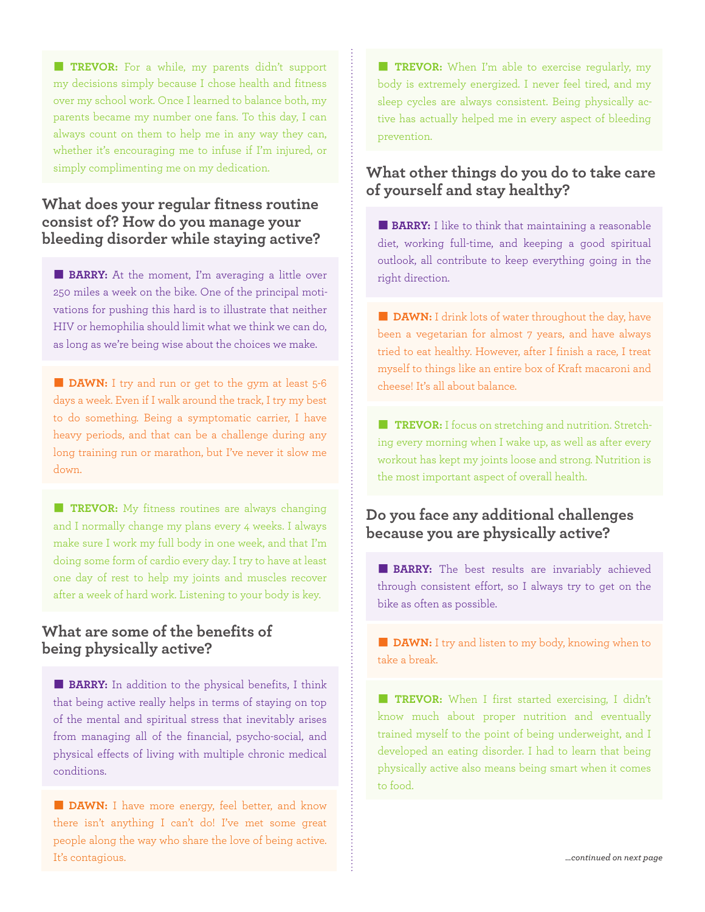**TREVOR:** For a while, my parents didn't support my decisions simply because I chose health and fitness over my school work. Once I learned to balance both, my parents became my number one fans. To this day, I can always count on them to help me in any way they can, whether it's encouraging me to infuse if I'm injured, or simply complimenting me on my dedication.

## What does your regular fitness routine consist of? How do you manage your bleeding disorder while staying active?

**BARRY:** At the moment, I'm averaging a little over 250 miles a week on the bike. One of the principal motivations for pushing this hard is to illustrate that neither HIV or hemophilia should limit what we think we can do, as long as we're being wise about the choices we make.

**DAWN:** I try and run or get to the gym at least 5-6 days a week. Even if I walk around the track, I try my best to do something. Being a symptomatic carrier, I have heavy periods, and that can be a challenge during any long training run or marathon, but I've never it slow me down.

**TREVOR:** My fitness routines are always changing and I normally change my plans every 4 weeks. I always make sure I work my full body in one week, and that I'm doing some form of cardio every day. I try to have at least one day of rest to help my joints and muscles recover after a week of hard work. Listening to your body is key.

## What are some of the benefits of being physically active?

**BARRY:** In addition to the physical benefits, I think that being active really helps in terms of staying on top of the mental and spiritual stress that inevitably arises from managing all of the financial, psycho-social, and physical effects of living with multiple chronic medical conditions.

**DAWN:** I have more energy, feel better, and know there isn't anything I can't do! I've met some great people along the way who share the love of being active. It's contagious.

**TREVOR:** When I'm able to exercise regularly, my body is extremely energized. I never feel tired, and my sleep cycles are always consistent. Being physically active has actually helped me in every aspect of bleeding prevention.

## What other things do you do to take care of yourself and stay healthy?

**BARRY:** I like to think that maintaining a reasonable diet, working full-time, and keeping a good spiritual outlook, all contribute to keep everything going in the right direction.

**DAWN:** I drink lots of water throughout the day, have been a vegetarian for almost 7 years, and have always tried to eat healthy. However, after I finish a race, I treat myself to things like an entire box of Kraft macaroni and cheese! It's all about balance.

**TREVOR:** I focus on stretching and nutrition. Stretching every morning when I wake up, as well as after every workout has kept my joints loose and strong. Nutrition is the most important aspect of overall health.

## Do you face any additional challenges because you are physically active?

**BARRY:** The best results are invariably achieved through consistent effort, so I always try to get on the bike as often as possible.

**DAWN:** I try and listen to my body, knowing when to take a break.

**TREVOR:** When I first started exercising, I didn't know much about proper nutrition and eventually trained myself to the point of being underweight, and I developed an eating disorder. I had to learn that being physically active also means being smart when it comes to food.

*...continued on next page*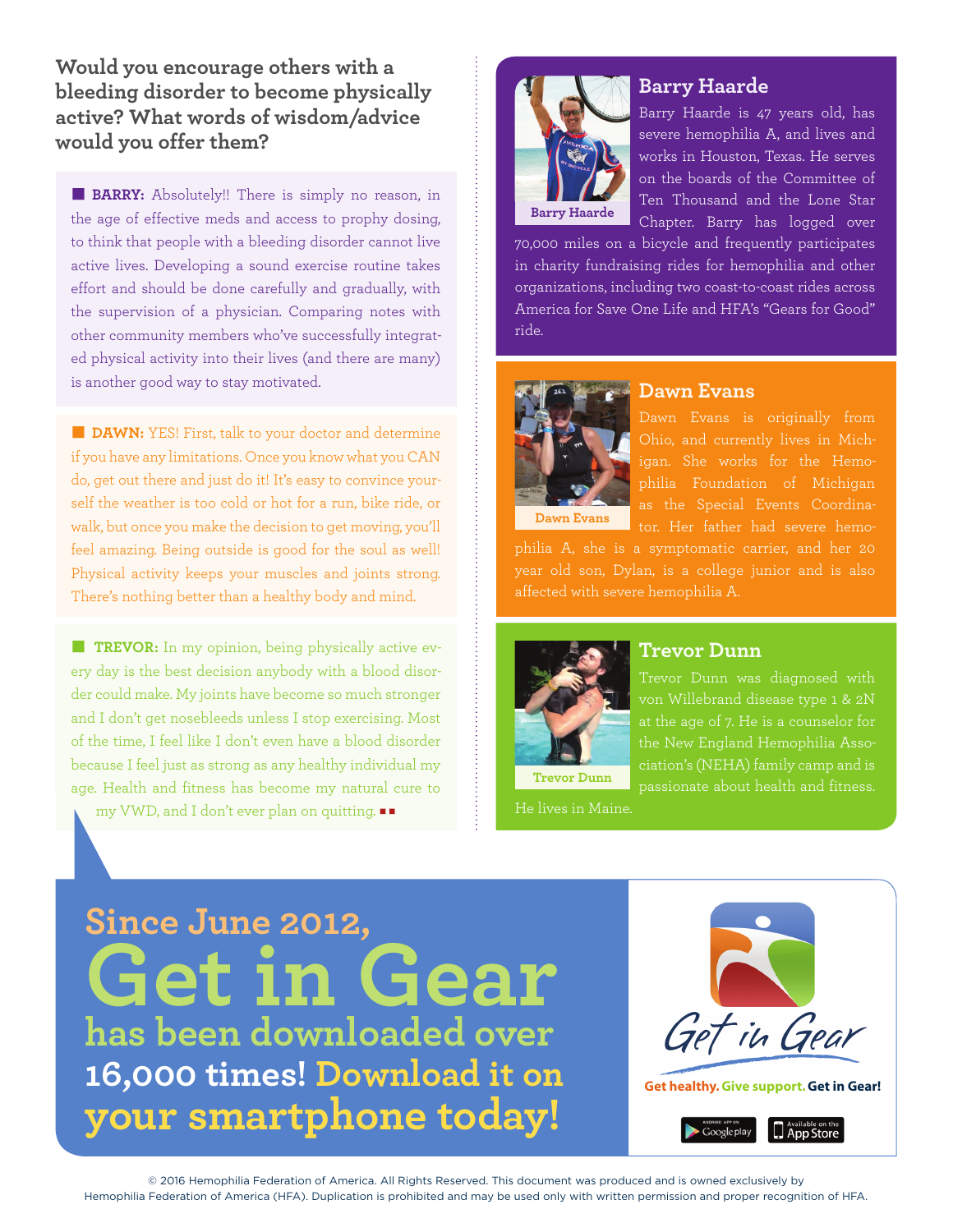**Would you encourage others with a bleeding disorder to become physically active? What words of wisdom/advice would you offer them?**

■ **BARRY:** Absolutely!! There is simply no reason, in the age of effective meds and access to prophy dosing, to think that people with a bleeding disorder cannot live active lives. Developing a sound exercise routine takes effort and should be done carefully and gradually, with the supervision of a physician. Comparing notes with other community members who've successfully integrated physical activity into their lives (and there are many) is another good way to stay motivated.

■ **DAWN:** YES! First, talk to your doctor and determine if you have any limitations. Once you know what you CAN do, get out there and just do it! It's easy to convince yourself the weather is too cold or hot for a run, bike ride, or walk, but once you make the decision to get moving, you'll feel amazing. Being outside is good for the soul as well! Physical activity keeps your muscles and joints strong. There's nothing better than a healthy body and mind.

■ **TREVOR:** In my opinion, being physically active every day is the best decision anybody with a blood disorder could make. My joints have become so much stronger and I don't get nosebleeds unless I stop exercising. Most of the time, I feel like I don't even have a blood disorder because I feel just as strong as any healthy individual my age. Health and fitness has become my natural cure to my VWD, and I don't ever plan on quitting. ■■

## Barry Haarde

Barry Haarde

Barry Haarde is 47 years old, has severe hemophilia A, and lives and works in Houston, Texas. He serves on the boards of the Committee of Ten Thousand and the Lone Star Chapter. Barry has logged over 70,000 miles on a bicycle and frequently participates in charity fundraising rides for hemophilia and other organizations, including two coast-to-coast rides across America for Save One Life and HFA's "Gears for Good" ride.

## Dawn Evans

Dawn Evans

Dawn Evans is originally from Ohio, and currently lives in Michigan. She works for the Hemophilia Foundation of Michigan as the Special Events Coordinator. Her father had severe hemophilia A, she is a symptomatic carrier, and her 20 year old son, Dylan, is a college junior and is also affected with severe hemophilia A.

## Trevor Dunn

Trevor Dunn

Trevor Dunn was diagnosed with von Willebrand disease type 1 & 2N at the age of 7. He is a counselor for the New England Hemophilia Association's (NEHA) family camp and is passionate about health and fitness. He lives in Maine.

**Since June 2012,**

# Get in Gear

**has been downloaded over 16,000 times! Download it on your smartphone today!**

Get in Gear

**Get healthy. Give support. Get in Gear!**

Google play | App Store

© 2016 Hemophilia Federation of America. All Rights Reserved. This document was produced and is owned exclusively by Hemophilia Federation of America (HFA). Duplication is prohibited and may be used only with written permission and proper recognition of HFA.